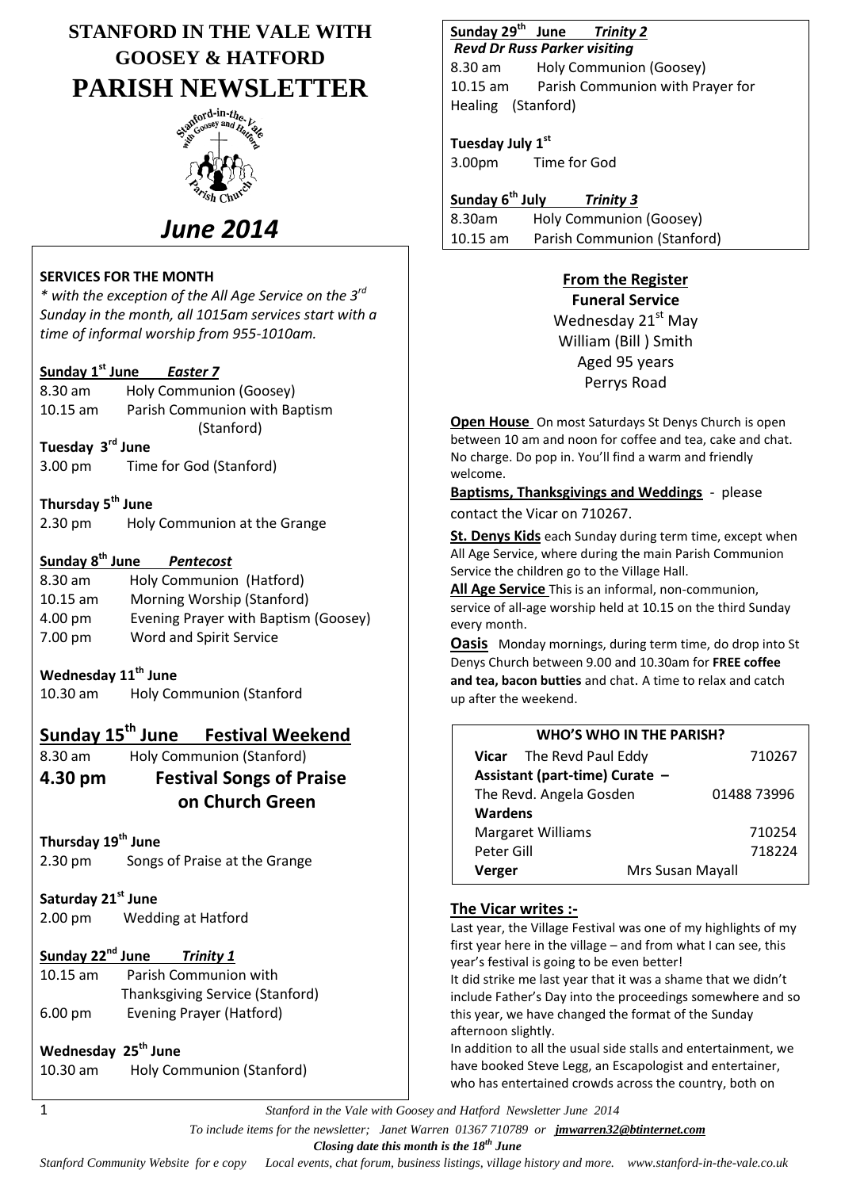# STANFORD IN THE VALE WITH GOOSEY & HATFORD PARISH NEWSLETTER

## *June 2014*

**SERVICES FOR THE MONTH**

*\* with the exception of the All Age Service on the 3rd Sunday in the month, all 1015am services start with a time of informal worship from 955-1010am.*

**Sunday 1st June** ***Easter 7***
8.30 am Holy Communion (Goosey)
10.15 am Parish Communion with Baptism (Stanford)

**Tuesday 3rd June**
3.00 pm Time for God (Stanford)

**Thursday 5th June**
2.30 pm Holy Communion at the Grange

**Sunday 8th June** ***Pentecost***
8.30 am Holy Communion (Hatford)
10.15 am Morning Worship (Stanford)
4.00 pm Evening Prayer with Baptism (Goosey)
7.00 pm Word and Spirit Service

**Wednesday 11th June**
10.30 am Holy Communion (Stanford

## Sunday 15th June Festival Weekend

8.30 am Holy Communion (Stanford)

**4.30 pm Festival Songs of Praise on Church Green**

**Thursday 19th June**
2.30 pm Songs of Praise at the Grange

**Saturday 21st June**
2.00 pm Wedding at Hatford

**Sunday 22nd June** ***Trinity 1***
10.15 am Parish Communion with Thanksgiving Service (Stanford)
6.00 pm Evening Prayer (Hatford)

**Wednesday 25th June**
10.30 am Holy Communion (Stanford)

**Sunday 29th June** ***Trinity 2***
***Revd Dr Russ Parker visiting***
8.30 am Holy Communion (Goosey)
10.15 am Parish Communion with Prayer for Healing (Stanford)

**Tuesday July 1st**
3.00pm Time for God

**Sunday 6th July** ***Trinity 3***
8.30am Holy Communion (Goosey)
10.15 am Parish Communion (Stanford)

**From the Register**

**Funeral Service**

Wednesday 21st May
William (Bill ) Smith
Aged 95 years
Perrys Road

**Open House** On most Saturdays St Denys Church is open between 10 am and noon for coffee and tea, cake and chat. No charge. Do pop in. You'll find a warm and friendly welcome.

**Baptisms, Thanksgivings and Weddings** - please contact the Vicar on 710267.

**St. Denys Kids** each Sunday during term time, except when All Age Service, where during the main Parish Communion Service the children go to the Village Hall.

**All Age Service** This is an informal, non-communion, service of all-age worship held at 10.15 on the third Sunday every month.

**Oasis** Monday mornings, during term time, do drop into St Denys Church between 9.00 and 10.30am for **FREE coffee and tea, bacon butties** and chat. A time to relax and catch up after the weekend.

**WHO'S WHO IN THE PARISH?**

| | |
|---|---|
| **Vicar** The Revd Paul Eddy | 710267 |
| **Assistant (part-time) Curate –** | |
| The Revd. Angela Gosden | 01488 73996 |
| **Wardens** | |
| Margaret Williams | 710254 |
| Peter Gill | 718224 |
| **Verger** Mrs Susan Mayall | |

**The Vicar writes :-**

Last year, the Village Festival was one of my highlights of my first year here in the village – and from what I can see, this year's festival is going to be even better!

It did strike me last year that it was a shame that we didn't include Father's Day into the proceedings somewhere and so this year, we have changed the format of the Sunday afternoon slightly.

In addition to all the usual side stalls and entertainment, we have booked Steve Legg, an Escapologist and entertainer, who has entertained crowds across the country, both on

*To include items for the newsletter; Janet Warren 01367 710789 or* ***jmwarren32@btinternet.com***

***Closing date this month is the 18th June***

*Stanford Community Website for e copy Local events, chat forum, business listings, village history and more. www.stanford-in-the-vale.co.uk*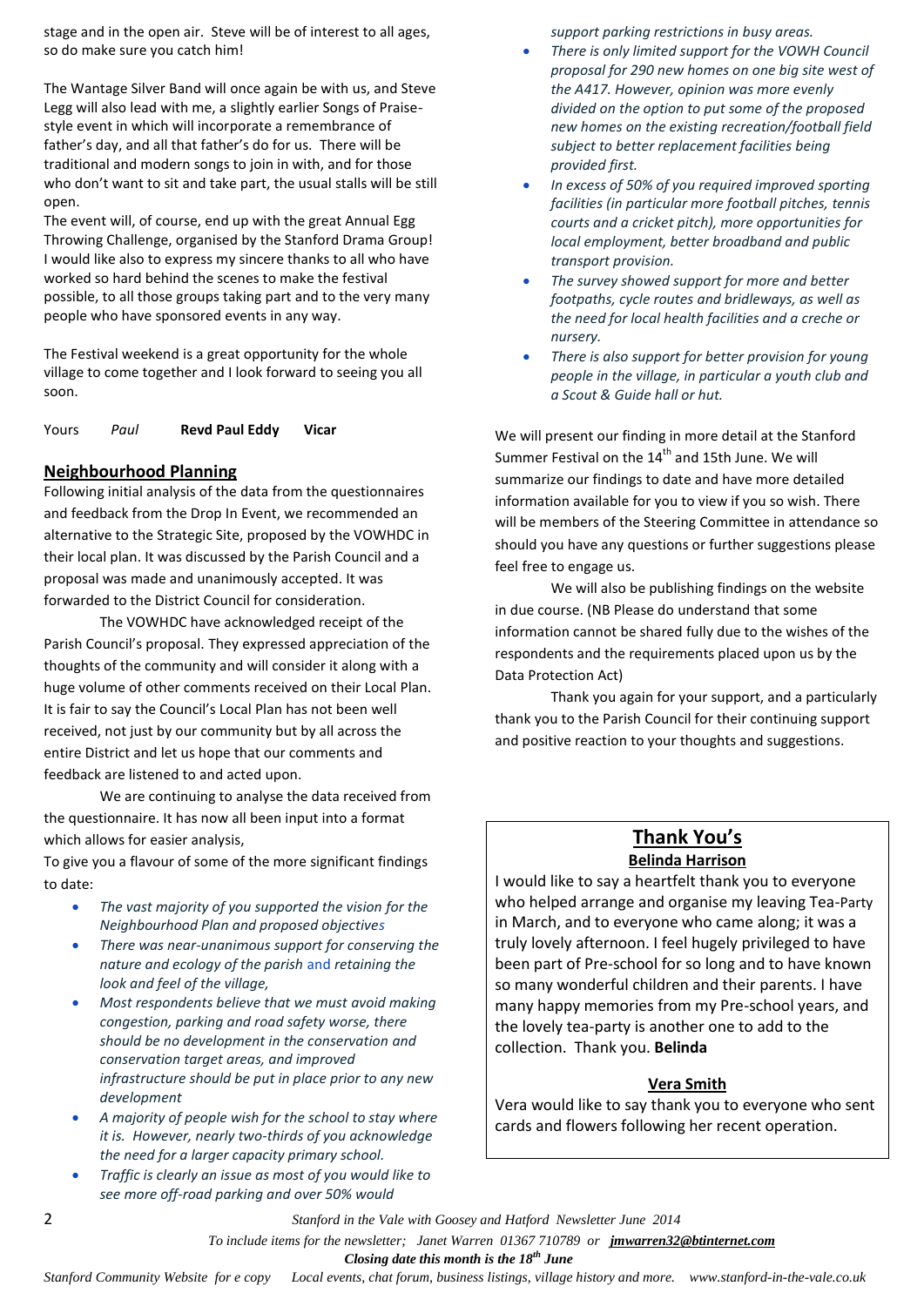stage and in the open air. Steve will be of interest to all ages, so do make sure you catch him!

The Wantage Silver Band will once again be with us, and Steve Legg will also lead with me, a slightly earlier Songs of Praise-style event in which will incorporate a remembrance of father's day, and all that father's do for us. There will be traditional and modern songs to join in with, and for those who don't want to sit and take part, the usual stalls will be still open.

The event will, of course, end up with the great Annual Egg Throwing Challenge, organised by the Stanford Drama Group! I would like also to express my sincere thanks to all who have worked so hard behind the scenes to make the festival possible, to all those groups taking part and to the very many people who have sponsored events in any way.

The Festival weekend is a great opportunity for the whole village to come together and I look forward to seeing you all soon.

Yours *Paul* **Revd Paul Eddy Vicar**

## Neighbourhood Planning

Following initial analysis of the data from the questionnaires and feedback from the Drop In Event, we recommended an alternative to the Strategic Site, proposed by the VOWHDC in their local plan. It was discussed by the Parish Council and a proposal was made and unanimously accepted. It was forwarded to the District Council for consideration.

The VOWHDC have acknowledged receipt of the Parish Council's proposal. They expressed appreciation of the thoughts of the community and will consider it along with a huge volume of other comments received on their Local Plan. It is fair to say the Council's Local Plan has not been well received, not just by our community but by all across the entire District and let us hope that our comments and feedback are listened to and acted upon.

We are continuing to analyse the data received from the questionnaire. It has now all been input into a format which allows for easier analysis,

To give you a flavour of some of the more significant findings to date:

- *The vast majority of you supported the vision for the Neighbourhood Plan and proposed objectives*
- *There was near-unanimous support for conserving the nature and ecology of the parish* and *retaining the look and feel of the village,*
- *Most respondents believe that we must avoid making congestion, parking and road safety worse, there should be no development in the conservation and conservation target areas, and improved infrastructure should be put in place prior to any new development*
- *A majority of people wish for the school to stay where it is. However, nearly two-thirds of you acknowledge the need for a larger capacity primary school.*
- *Traffic is clearly an issue as most of you would like to see more off-road parking and over 50% would support parking restrictions in busy areas.*
- *There is only limited support for the VOWH Council proposal for 290 new homes on one big site west of the A417. However, opinion was more evenly divided on the option to put some of the proposed new homes on the existing recreation/football field subject to better replacement facilities being provided first.*
- *In excess of 50% of you required improved sporting facilities (in particular more football pitches, tennis courts and a cricket pitch), more opportunities for local employment, better broadband and public transport provision.*
- *The survey showed support for more and better footpaths, cycle routes and bridleways, as well as the need for local health facilities and a creche or nursery.*
- *There is also support for better provision for young people in the village, in particular a youth club and a Scout & Guide hall or hut.*

We will present our finding in more detail at the Stanford Summer Festival on the 14th and 15th June. We will summarize our findings to date and have more detailed information available for you to view if you so wish. There will be members of the Steering Committee in attendance so should you have any questions or further suggestions please feel free to engage us.

We will also be publishing findings on the website in due course. (NB Please do understand that some information cannot be shared fully due to the wishes of the respondents and the requirements placed upon us by the Data Protection Act)

Thank you again for your support, and a particularly thank you to the Parish Council for their continuing support and positive reaction to your thoughts and suggestions.

## Thank You's

### Belinda Harrison

I would like to say a heartfelt thank you to everyone who helped arrange and organise my leaving Tea-Party in March, and to everyone who came along; it was a truly lovely afternoon. I feel hugely privileged to have been part of Pre-school for so long and to have known so many wonderful children and their parents. I have many happy memories from my Pre-school years, and the lovely tea-party is another one to add to the collection. Thank you. **Belinda**

### Vera Smith

Vera would like to say thank you to everyone who sent cards and flowers following her recent operation.

*To include items for the newsletter; Janet Warren 01367 710789 or* ***jmwarren32@btinternet.com***

***Closing date this month is the 18th June***

*Stanford Community Website for e copy Local events, chat forum, business listings, village history and more. www.stanford-in-the-vale.co.uk*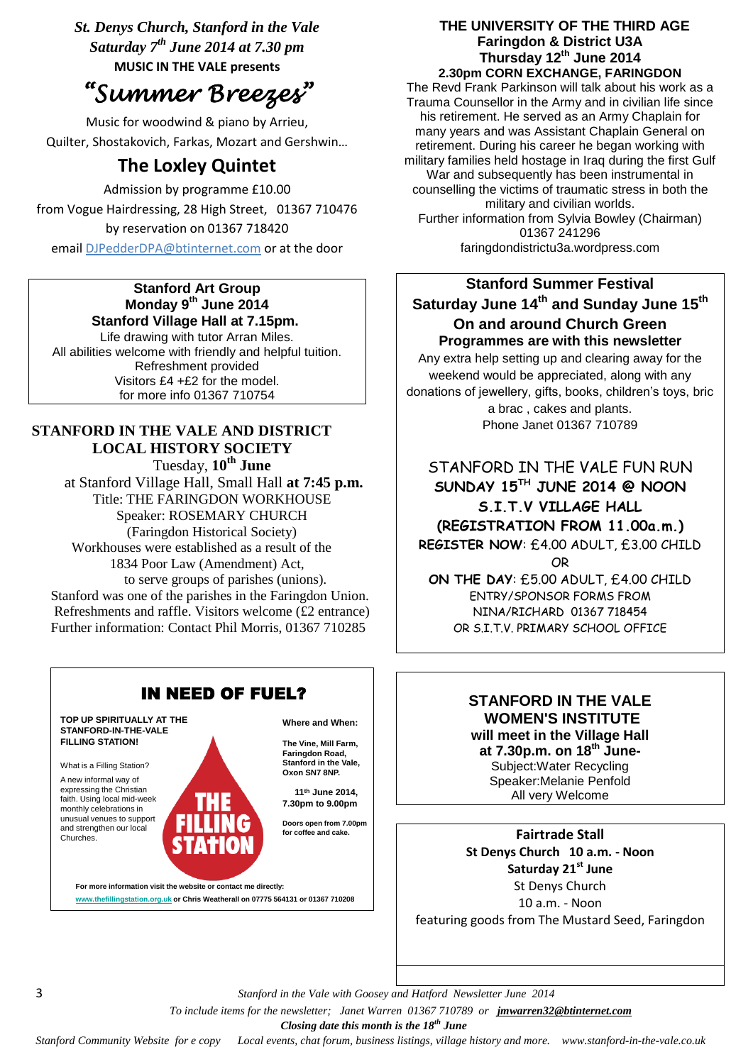*St. Denys Church, Stanford in the Vale*
*Saturday 7th June 2014 at 7.30 pm*
**MUSIC IN THE VALE presents**

# *"Summer Breezes"*

Music for woodwind & piano by Arrieu, Quilter, Shostakovich, Farkas, Mozart and Gershwin…

## The Loxley Quintet

Admission by programme £10.00
from Vogue Hairdressing, 28 High Street, 01367 710476
by reservation on 01367 718420
email DJPedderDPA@btinternet.com or at the door

---

**Stanford Art Group**
**Monday 9th June 2014**
**Stanford Village Hall at 7.15pm.**
Life drawing with tutor Arran Miles.
All abilities welcome with friendly and helpful tuition.
Refreshment provided
Visitors £4 +£2 for the model.
for more info 01367 710754

---

**STANFORD IN THE VALE AND DISTRICT LOCAL HISTORY SOCIETY**

Tuesday, **10th June**
at Stanford Village Hall, Small Hall **at 7:45 p.m.**
Title: THE FARINGDON WORKHOUSE
Speaker: ROSEMARY CHURCH
(Faringdon Historical Society)
Workhouses were established as a result of the 1834 Poor Law (Amendment) Act, to serve groups of parishes (unions).
Stanford was one of the parishes in the Faringdon Union.
Refreshments and raffle. Visitors welcome (£2 entrance)
Further information: Contact Phil Morris, 01367 710285

---

**IN NEED OF FUEL?**

**TOP UP SPIRITUALLY AT THE STANFORD-IN-THE-VALE FILLING STATION!**

What is a Filling Station?

A new informal way of expressing the Christian faith. Using local mid-week monthly celebrations in unusual venues to support and strengthen our local Churches.

**THE FILLING STATION**

**Where and When:**

**The Vine, Mill Farm, Faringdon Road, Stanford in the Vale, Oxon SN7 8NP.**

**11th June 2014, 7.30pm to 9.00pm**

**Doors open from 7.00pm for coffee and cake.**

**For more information visit the website or contact me directly:**
**www.thefillingstation.org.uk or Chris Weatherall on 07775 564131 or 01367 710208**

---

**THE UNIVERSITY OF THE THIRD AGE**
**Faringdon & District U3A**
**Thursday 12th June 2014**
**2.30pm CORN EXCHANGE, FARINGDON**

The Revd Frank Parkinson will talk about his work as a Trauma Counsellor in the Army and in civilian life since his retirement. He served as an Army Chaplain for many years and was Assistant Chaplain General on retirement. During his career he began working with military families held hostage in Iraq during the first Gulf War and subsequently has been instrumental in counselling the victims of traumatic stress in both the military and civilian worlds.
Further information from Sylvia Bowley (Chairman) 01367 241296
faringdondistrictu3a.wordpress.com

---

**Stanford Summer Festival**
**Saturday June 14th and Sunday June 15th**
**On and around Church Green**
**Programmes are with this newsletter**

Any extra help setting up and clearing away for the weekend would be appreciated, along with any donations of jewellery, gifts, books, children's toys, bric a brac , cakes and plants.
Phone Janet 01367 710789

---

STANFORD IN THE VALE FUN RUN
**SUNDAY 15TH JUNE 2014 @ NOON**
**S.I.T.V VILLAGE HALL**
**(REGISTRATION FROM 11.00a.m.)**
**REGISTER NOW**: £4.00 ADULT, £3.00 CHILD
OR
**ON THE DAY**: £5.00 ADULT, £4.00 CHILD
ENTRY/SPONSOR FORMS FROM
NINA/RICHARD 01367 718454
OR S.I.T.V. PRIMARY SCHOOL OFFICE

---

**STANFORD IN THE VALE WOMEN'S INSTITUTE**
**will meet in the Village Hall at 7.30p.m. on 18th June-**
Subject:Water Recycling
Speaker:Melanie Penfold
All very Welcome

---

**Fairtrade Stall**
**St Denys Church 10 a.m. - Noon**
**Saturday 21st June**
St Denys Church
10 a.m. - Noon
featuring goods from The Mustard Seed, Faringdon

---

*Stanford in the Vale with Goosey and Hatford Newsletter June 2014*
*To include items for the newsletter; Janet Warren 01367 710789 or* ***jmwarren32@btinternet.com***
***Closing date this month is the 18th June***
*Stanford Community Website for e copy Local events, chat forum, business listings, village history and more. www.stanford-in-the-vale.co.uk*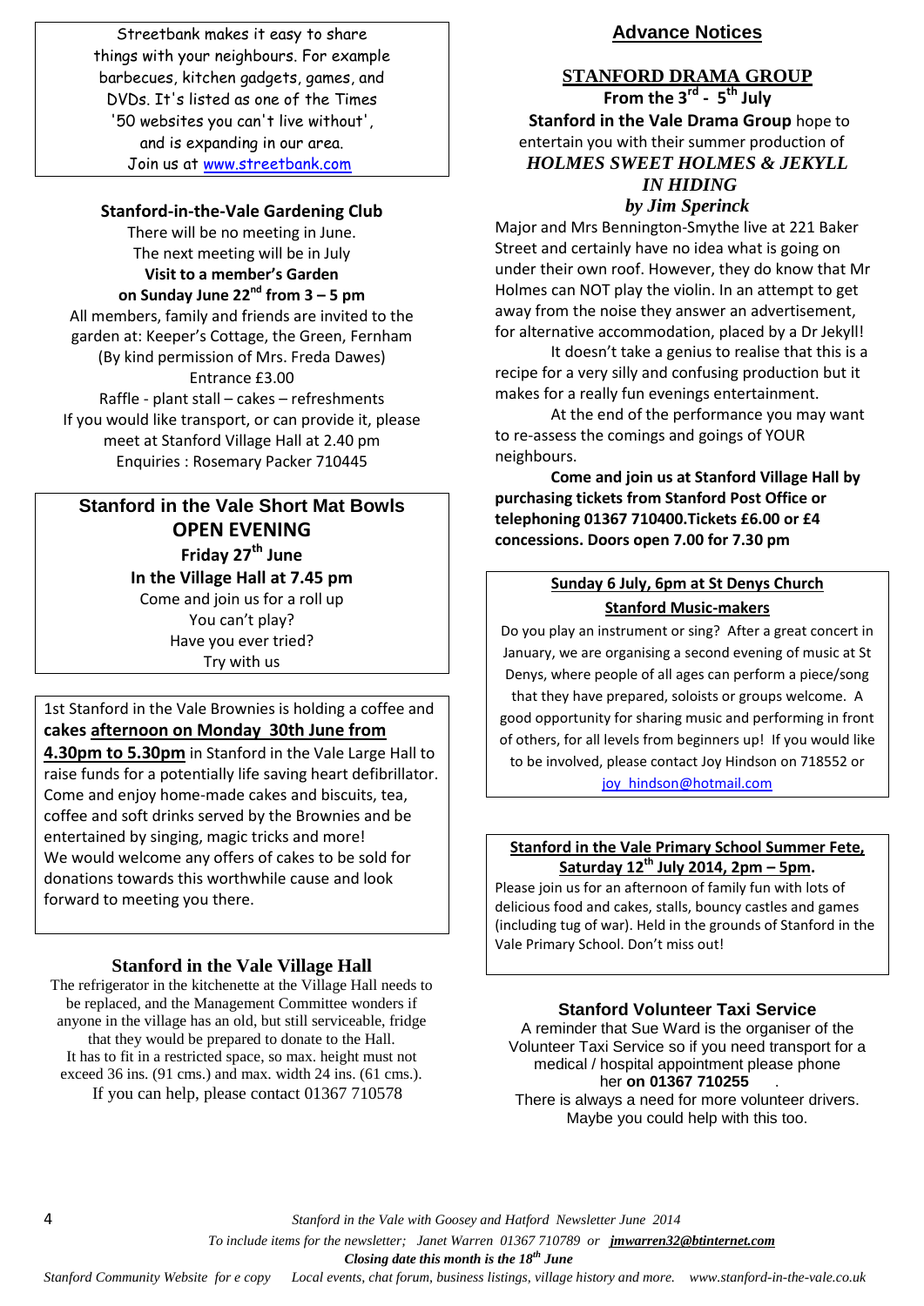Streetbank makes it easy to share things with your neighbours. For example barbecues, kitchen gadgets, games, and DVDs. It's listed as one of the Times '50 websites you can't live without', and is expanding in our area. Join us at www.streetbank.com

### Stanford-in-the-Vale Gardening Club

There will be no meeting in June.
The next meeting will be in July

**Visit to a member's Garden**
**on Sunday June 22nd from 3 – 5 pm**

All members, family and friends are invited to the garden at: Keeper's Cottage, the Green, Fernham
(By kind permission of Mrs. Freda Dawes)
Entrance £3.00
Raffle - plant stall – cakes – refreshments
If you would like transport, or can provide it, please meet at Stanford Village Hall at 2.40 pm
Enquiries : Rosemary Packer 710445

### Stanford in the Vale Short Mat Bowls OPEN EVENING

**Friday 27th June**
**In the Village Hall at 7.45 pm**

Come and join us for a roll up
You can't play?
Have you ever tried?
Try with us

1st Stanford in the Vale Brownies is holding a coffee and **cakes afternoon on Monday 30th June from 4.30pm to 5.30pm** in Stanford in the Vale Large Hall to raise funds for a potentially life saving heart defibrillator. Come and enjoy home-made cakes and biscuits, tea, coffee and soft drinks served by the Brownies and be entertained by singing, magic tricks and more!
We would welcome any offers of cakes to be sold for donations towards this worthwhile cause and look forward to meeting you there.

### Stanford in the Vale Village Hall

The refrigerator in the kitchenette at the Village Hall needs to be replaced, and the Management Committee wonders if anyone in the village has an old, but still serviceable, fridge that they would be prepared to donate to the Hall.
It has to fit in a restricted space, so max. height must not exceed 36 ins. (91 cms.) and max. width 24 ins. (61 cms.).
If you can help, please contact 01367 710578

## Advance Notices

### STANFORD DRAMA GROUP

**From the 3rd - 5th July**

**Stanford in the Vale Drama Group** hope to entertain you with their summer production of

***HOLMES SWEET HOLMES & JEKYLL IN HIDING***
***by Jim Sperinck***

Major and Mrs Bennington-Smythe live at 221 Baker Street and certainly have no idea what is going on under their own roof. However, they do know that Mr Holmes can NOT play the violin. In an attempt to get away from the noise they answer an advertisement, for alternative accommodation, placed by a Dr Jekyll!

It doesn't take a genius to realise that this is a recipe for a very silly and confusing production but it makes for a really fun evenings entertainment.

At the end of the performance you may want to re-assess the comings and goings of YOUR neighbours.

**Come and join us at Stanford Village Hall by purchasing tickets from Stanford Post Office or telephoning 01367 710400.Tickets £6.00 or £4 concessions. Doors open 7.00 for 7.30 pm**

### Sunday 6 July, 6pm at St Denys Church
### Stanford Music-makers

Do you play an instrument or sing? After a great concert in January, we are organising a second evening of music at St Denys, where people of all ages can perform a piece/song that they have prepared, soloists or groups welcome. A good opportunity for sharing music and performing in front of others, for all levels from beginners up! If you would like to be involved, please contact Joy Hindson on 718552 or joy_hindson@hotmail.com

### Stanford in the Vale Primary School Summer Fete, Saturday 12th July 2014, 2pm – 5pm.

Please join us for an afternoon of family fun with lots of delicious food and cakes, stalls, bouncy castles and games (including tug of war). Held in the grounds of Stanford in the Vale Primary School. Don't miss out!

### Stanford Volunteer Taxi Service

A reminder that Sue Ward is the organiser of the Volunteer Taxi Service so if you need transport for a medical / hospital appointment please phone her **on 01367 710255** .
There is always a need for more volunteer drivers. Maybe you could help with this too.

*To include items for the newsletter; Janet Warren 01367 710789 or **jmwarren32@btinternet.com***
***Closing date this month is the 18th June***
*Stanford Community Website for e copy Local events, chat forum, business listings, village history and more. www.stanford-in-the-vale.co.uk*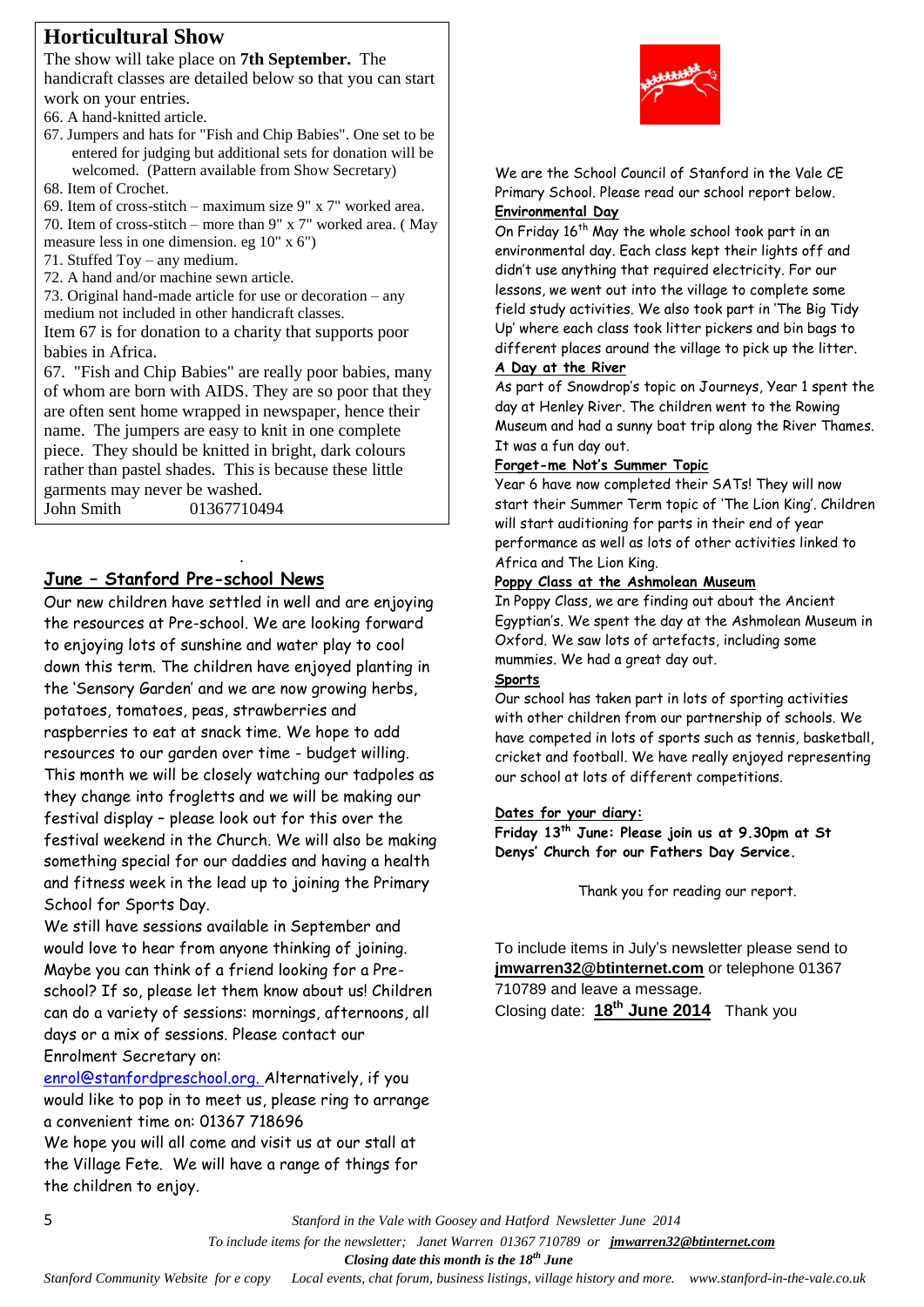## Horticultural Show

The show will take place on **7th September.** The handicraft classes are detailed below so that you can start work on your entries.

66. A hand-knitted article.
67. Jumpers and hats for "Fish and Chip Babies". One set to be entered for judging but additional sets for donation will be welcomed. (Pattern available from Show Secretary)
68. Item of Crochet.
69. Item of cross-stitch – maximum size 9" x 7" worked area.
70. Item of cross-stitch – more than 9" x 7" worked area. ( May measure less in one dimension. eg 10" x 6")
71. Stuffed Toy – any medium.
72. A hand and/or machine sewn article.
73. Original hand-made article for use or decoration – any medium not included in other handicraft classes.

Item 67 is for donation to a charity that supports poor babies in Africa.

67. "Fish and Chip Babies" are really poor babies, many of whom are born with AIDS. They are so poor that they are often sent home wrapped in newspaper, hence their name. The jumpers are easy to knit in one complete piece. They should be knitted in bright, dark colours rather than pastel shades. This is because these little garments may never be washed.

John Smith 01367710494

## June – Stanford Pre-school News

Our new children have settled in well and are enjoying the resources at Pre-school. We are looking forward to enjoying lots of sunshine and water play to cool down this term. The children have enjoyed planting in the 'Sensory Garden' and we are now growing herbs, potatoes, tomatoes, peas, strawberries and raspberries to eat at snack time. We hope to add resources to our garden over time - budget willing. This month we will be closely watching our tadpoles as they change into frogletts and we will be making our festival display – please look out for this over the festival weekend in the Church. We will also be making something special for our daddies and having a health and fitness week in the lead up to joining the Primary School for Sports Day.

We still have sessions available in September and would love to hear from anyone thinking of joining. Maybe you can think of a friend looking for a Pre-school? If so, please let them know about us! Children can do a variety of sessions: mornings, afternoons, all days or a mix of sessions. Please contact our Enrolment Secretary on: enrol@stanfordpreschool.org. Alternatively, if you would like to pop in to meet us, please ring to arrange a convenient time on: 01367 718696

We hope you will all come and visit us at our stall at the Village Fete. We will have a range of things for the children to enjoy.

We are the School Council of Stanford in the Vale CE Primary School. Please read our school report below.

**Environmental Day**

On Friday 16th May the whole school took part in an environmental day. Each class kept their lights off and didn't use anything that required electricity. For our lessons, we went out into the village to complete some field study activities. We also took part in 'The Big Tidy Up' where each class took litter pickers and bin bags to different places around the village to pick up the litter.

**A Day at the River**

As part of Snowdrop's topic on Journeys, Year 1 spent the day at Henley River. The children went to the Rowing Museum and had a sunny boat trip along the River Thames. It was a fun day out.

**Forget-me Not's Summer Topic**

Year 6 have now completed their SATs! They will now start their Summer Term topic of 'The Lion King'. Children will start auditioning for parts in their end of year performance as well as lots of other activities linked to Africa and The Lion King.

**Poppy Class at the Ashmolean Museum**

In Poppy Class, we are finding out about the Ancient Egyptian's. We spent the day at the Ashmolean Museum in Oxford. We saw lots of artefacts, including some mummies. We had a great day out.

**Sports**

Our school has taken part in lots of sporting activities with other children from our partnership of schools. We have competed in lots of sports such as tennis, basketball, cricket and football. We have really enjoyed representing our school at lots of different competitions.

**Dates for your diary:**

**Friday 13th June: Please join us at 9.30pm at St Denys' Church for our Fathers Day Service.**

Thank you for reading our report.

To include items in July's newsletter please send to **jmwarren32@btinternet.com** or telephone 01367 710789 and leave a message.

Closing date: **18th June 2014** Thank you